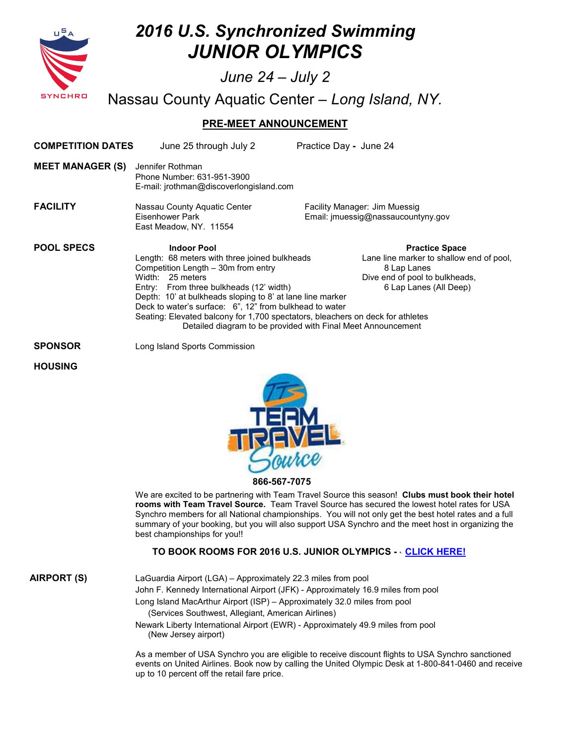# *2016 U.S. Synchronized Swimming JUNIOR OLYMPICS*

*June 24 – July 2*

Nassau County Aquatic Center – *Long Island, NY.*

## PRE-MEET ANNOUNCEMENT

**COMPETITION DATES** June 25 through July 2 Practice Day - June 24

**MEET MANAGER (S)**
Jennifer Rothman
Phone Number: 631-951-3900
E-mail: jrothman@discoverlongisland.com

**FACILITY**
Nassau County Aquatic Center
Eisenhower Park
East Meadow, NY. 11554

Facility Manager: Jim Muessig
Email: jmuessig@nassaucountyny.gov

**POOL SPECS**

**Indoor Pool**
Length: 68 meters with three joined bulkheads
Competition Length – 30m from entry
Width: 25 meters
Entry: From three bulkheads (12' width)
Depth: 10' at bulkheads sloping to 8' at lane line marker
Deck to water's surface: 6", 12" from bulkhead to water
Seating: Elevated balcony for 1,700 spectators, bleachers on deck for athletes
Detailed diagram to be provided with Final Meet Announcement

**Practice Space**
Lane line marker to shallow end of pool, 8 Lap Lanes
Dive end of pool to bulkheads, 6 Lap Lanes (All Deep)

**SPONSOR** Long Island Sports Commission

**HOUSING**

TEAM TRAVEL Source

**866-567-7075**

We are excited to be partnering with Team Travel Source this season! **Clubs must book their hotel rooms with Team Travel Source.** Team Travel Source has secured the lowest hotel rates for USA Synchro members for all National championships. You will not only get the best hotel rates and a full summary of your booking, but you will also support USA Synchro and the meet host in organizing the best championships for you!!

**TO BOOK ROOMS FOR 2016 U.S. JUNIOR OLYMPICS - CLICK HERE!**

**AIRPORT (S)**

LaGuardia Airport (LGA) – Approximately 22.3 miles from pool
John F. Kennedy International Airport (JFK) - Approximately 16.9 miles from pool
Long Island MacArthur Airport (ISP) – Approximately 32.0 miles from pool
(Services Southwest, Allegiant, American Airlines)
Newark Liberty International Airport (EWR) - Approximately 49.9 miles from pool
(New Jersey airport)

As a member of USA Synchro you are eligible to receive discount flights to USA Synchro sanctioned events on United Airlines. Book now by calling the United Olympic Desk at 1-800-841-0460 and receive up to 10 percent off the retail fare price.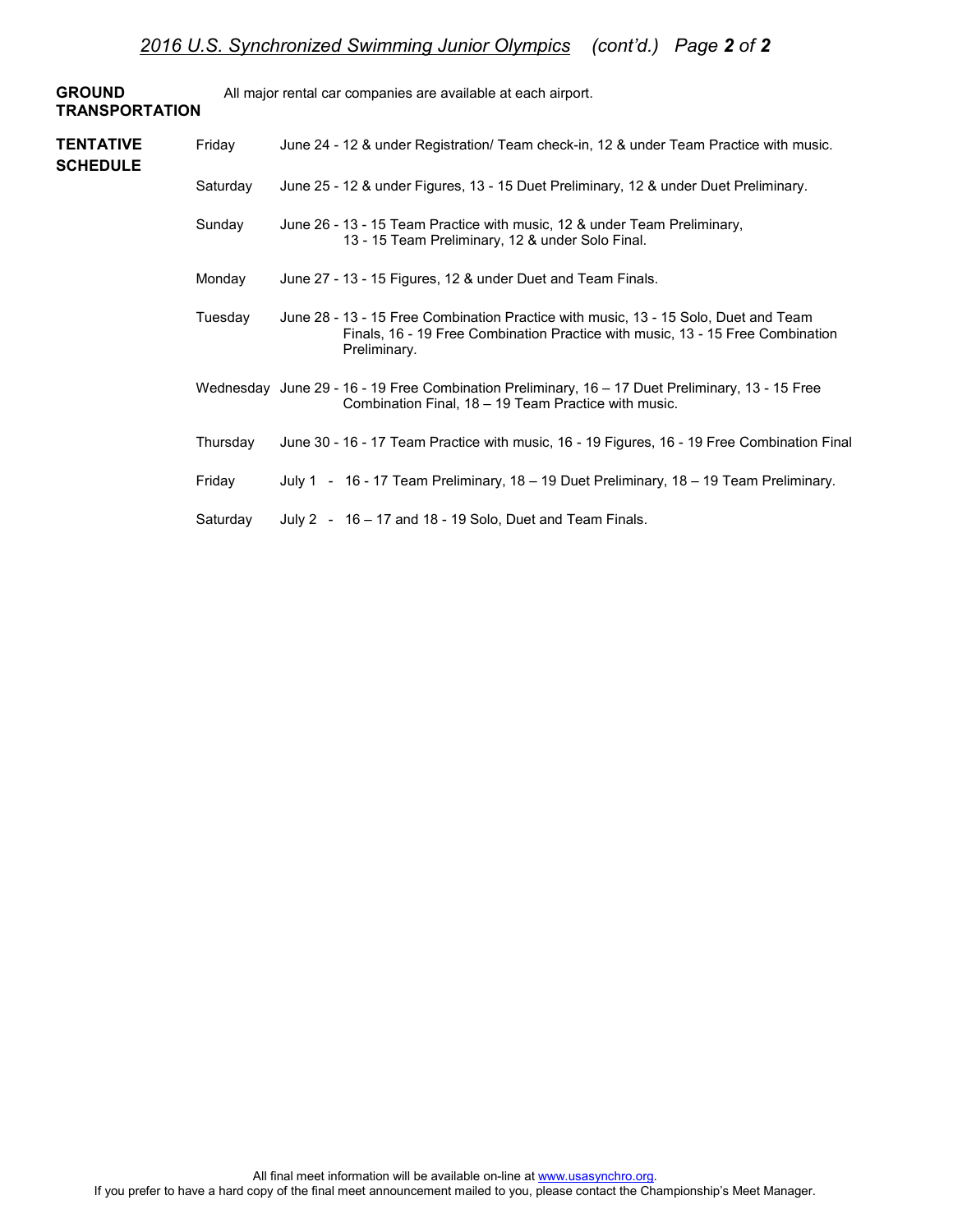**GROUND TRANSPORTATION**

All major rental car companies are available at each airport.

**TENTATIVE SCHEDULE**

| | |
|---|---|
| Friday | June 24 - 12 & under Registration/ Team check-in, 12 & under Team Practice with music. |
| Saturday | June 25 - 12 & under Figures, 13 - 15 Duet Preliminary, 12 & under Duet Preliminary. |
| Sunday | June 26 - 13 - 15 Team Practice with music, 12 & under Team Preliminary, 13 - 15 Team Preliminary, 12 & under Solo Final. |
| Monday | June 27 - 13 - 15 Figures, 12 & under Duet and Team Finals. |
| Tuesday | June 28 - 13 - 15 Free Combination Practice with music, 13 - 15 Solo, Duet and Team Finals, 16 - 19 Free Combination Practice with music, 13 - 15 Free Combination Preliminary. |
| Wednesday | June 29 - 16 - 19 Free Combination Preliminary, 16 – 17 Duet Preliminary, 13 - 15 Free Combination Final, 18 – 19 Team Practice with music. |
| Thursday | June 30 - 16 - 17 Team Practice with music, 16 - 19 Figures, 16 - 19 Free Combination Final |
| Friday | July 1 - 16 - 17 Team Preliminary, 18 – 19 Duet Preliminary, 18 – 19 Team Preliminary. |
| Saturday | July 2 - 16 – 17 and 18 - 19 Solo, Duet and Team Finals. |

All final meet information will be available on-line at www.usasynchro.org.
If you prefer to have a hard copy of the final meet announcement mailed to you, please contact the Championship's Meet Manager.